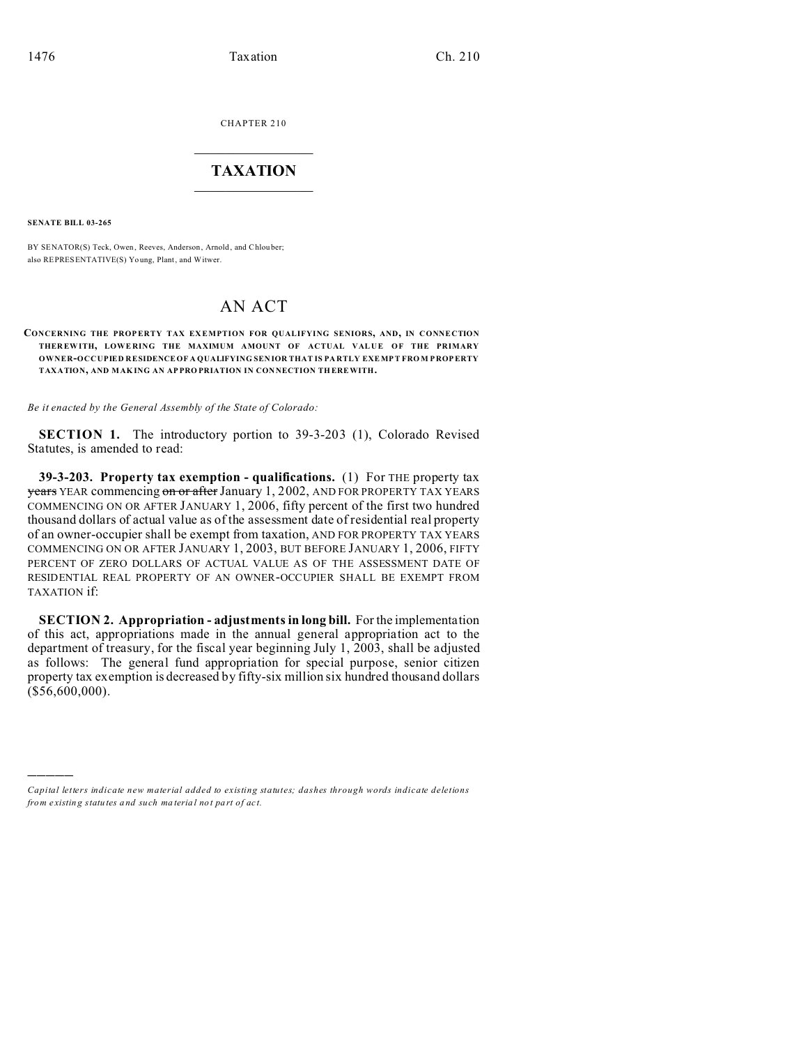CHAPTER 210

# TAXATION

**SENATE BILL 03-265**

BY SENATOR(S) Teck, Owen, Reeves, Anderson, Arnold, and Chlouber;
also REPRESENTATIVE(S) Young, Plant, and Witwer.

# AN ACT

**CONCERNING THE PROPERTY TAX EXEMPTION FOR QUALIFYING SENIORS, AND, IN CONNECTION THEREWITH, LOWERING THE MAXIMUM AMOUNT OF ACTUAL VALUE OF THE PRIMARY OWNER-OCCUPIED RESIDENCE OF A QUALIFYING SENIOR THAT IS PARTLY EXEMPT FROM PROPERTY TAXATION, AND MAKING AN APPROPRIATION IN CONNECTION THEREWITH.**

*Be it enacted by the General Assembly of the State of Colorado:*

**SECTION 1.** The introductory portion to 39-3-203 (1), Colorado Revised Statutes, is amended to read:

**39-3-203. Property tax exemption - qualifications.** (1) For THE property tax ~~years~~ YEAR commencing ~~on or after~~ January 1, 2002, AND FOR PROPERTY TAX YEARS COMMENCING ON OR AFTER JANUARY 1, 2006, fifty percent of the first two hundred thousand dollars of actual value as of the assessment date of residential real property of an owner-occupier shall be exempt from taxation, AND FOR PROPERTY TAX YEARS COMMENCING ON OR AFTER JANUARY 1, 2003, BUT BEFORE JANUARY 1, 2006, FIFTY PERCENT OF ZERO DOLLARS OF ACTUAL VALUE AS OF THE ASSESSMENT DATE OF RESIDENTIAL REAL PROPERTY OF AN OWNER-OCCUPIER SHALL BE EXEMPT FROM TAXATION if:

**SECTION 2. Appropriation - adjustments in long bill.** For the implementation of this act, appropriations made in the annual general appropriation act to the department of treasury, for the fiscal year beginning July 1, 2003, shall be adjusted as follows: The general fund appropriation for special purpose, senior citizen property tax exemption is decreased by fifty-six million six hundred thousand dollars ($56,600,000).

---

*Capital letters indicate new material added to existing statutes; dashes through words indicate deletions from existing statutes and such material not part of act.*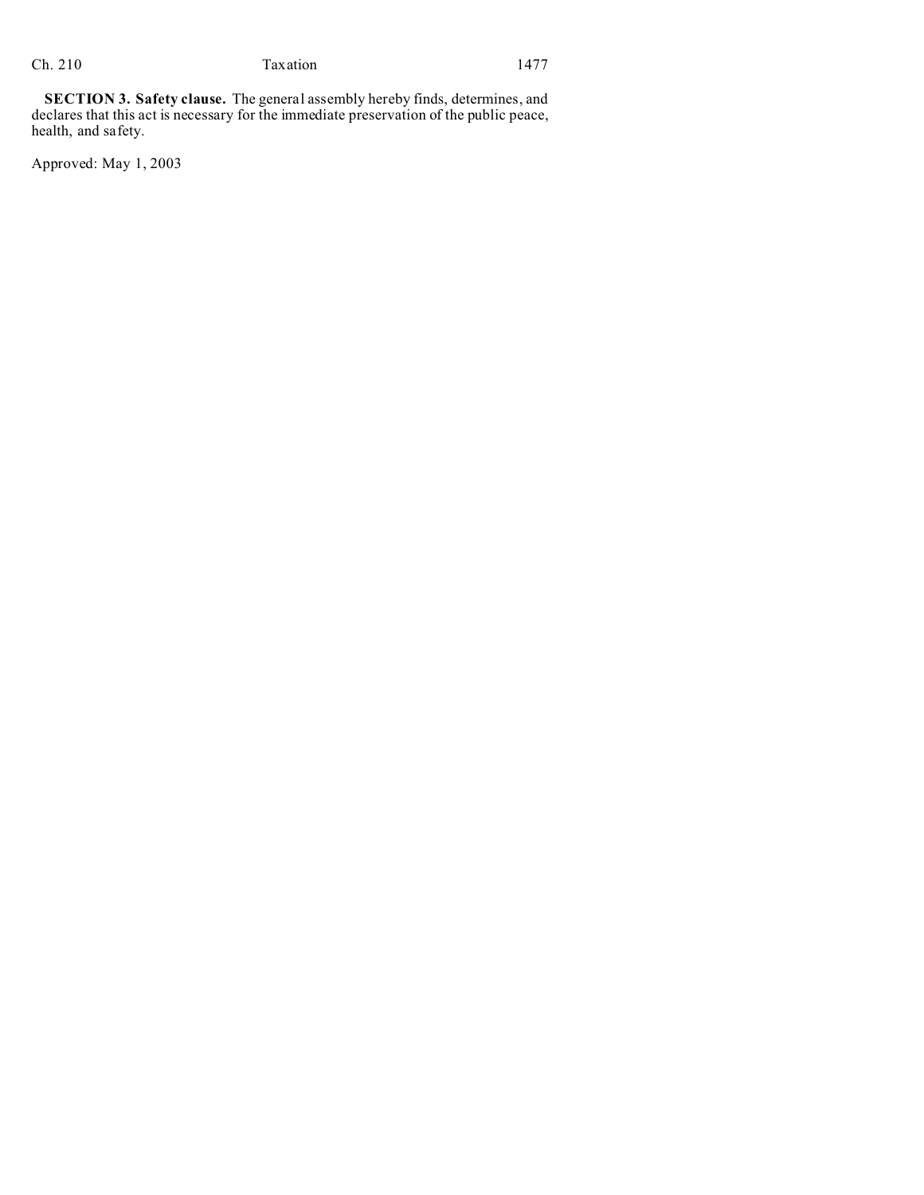**SECTION 3. Safety clause.** The general assembly hereby finds, determines, and declares that this act is necessary for the immediate preservation of the public peace, health, and safety.

Approved: May 1, 2003